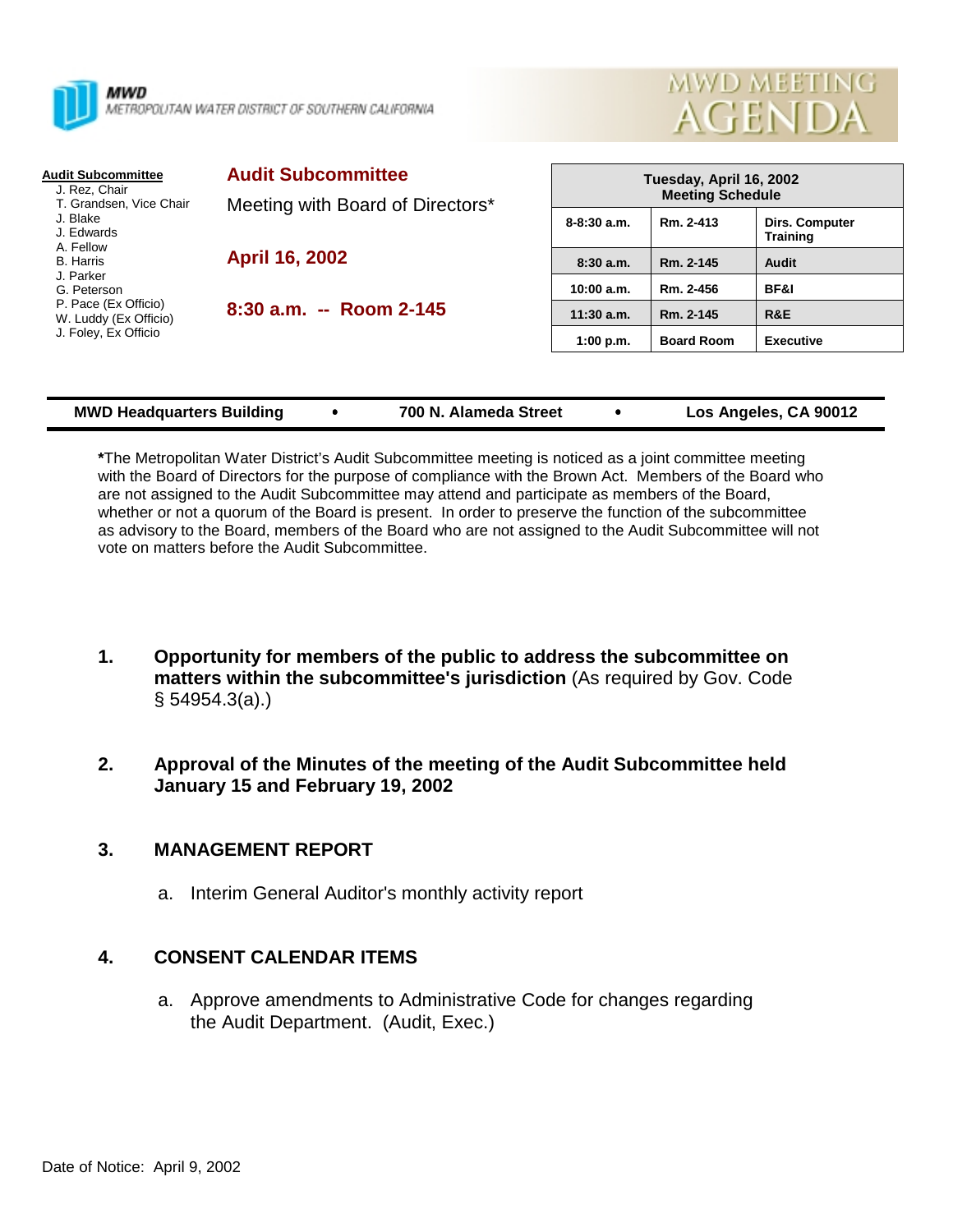**MWD**
METROPOLITAN WATER DISTRICT OF SOUTHERN CALIFORNIA

# MWD MEETING AGENDA

**Audit Subcommittee**
J. Rez, Chair
T. Grandsen, Vice Chair
J. Blake
J. Edwards
A. Fellow
B. Harris
J. Parker
G. Peterson
P. Pace (Ex Officio)
W. Luddy (Ex Officio)
J. Foley, Ex Officio

## Audit Subcommittee

Meeting with Board of Directors*

**April 16, 2002**

**8:30 a.m. -- Room 2-145**

| Tuesday, April 16, 2002 Meeting Schedule | | |
|---|---|---|
| 8-8:30 a.m. | Rm. 2-413 | Dirs. Computer Training |
| 8:30 a.m. | Rm. 2-145 | Audit |
| 10:00 a.m. | Rm. 2-456 | BF&I |
| 11:30 a.m. | Rm. 2-145 | R&E |
| 1:00 p.m. | Board Room | Executive |

**MWD Headquarters Building • 700 N. Alameda Street • Los Angeles, CA 90012**

**\***The Metropolitan Water District's Audit Subcommittee meeting is noticed as a joint committee meeting with the Board of Directors for the purpose of compliance with the Brown Act. Members of the Board who are not assigned to the Audit Subcommittee may attend and participate as members of the Board, whether or not a quorum of the Board is present. In order to preserve the function of the subcommittee as advisory to the Board, members of the Board who are not assigned to the Audit Subcommittee will not vote on matters before the Audit Subcommittee.

1. **Opportunity for members of the public to address the subcommittee on matters within the subcommittee's jurisdiction** (As required by Gov. Code § 54954.3(a).)

2. **Approval of the Minutes of the meeting of the Audit Subcommittee held January 15 and February 19, 2002**

3. **MANAGEMENT REPORT**

   a. Interim General Auditor's monthly activity report

4. **CONSENT CALENDAR ITEMS**

   a. Approve amendments to Administrative Code for changes regarding the Audit Department. (Audit, Exec.)

Date of Notice: April 9, 2002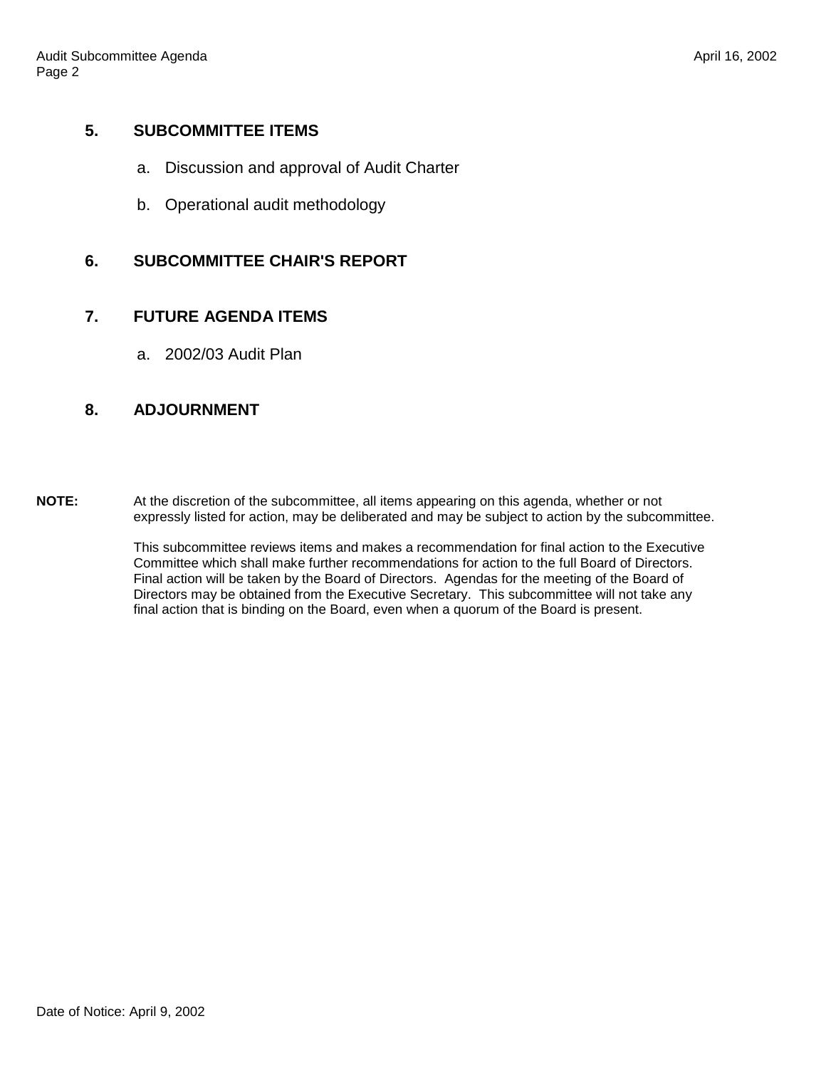## 5. SUBCOMMITTEE ITEMS

a. Discussion and approval of Audit Charter

b. Operational audit methodology

## 6. SUBCOMMITTEE CHAIR'S REPORT

## 7. FUTURE AGENDA ITEMS

a. 2002/03 Audit Plan

## 8. ADJOURNMENT

**NOTE:** At the discretion of the subcommittee, all items appearing on this agenda, whether or not expressly listed for action, may be deliberated and may be subject to action by the subcommittee.

This subcommittee reviews items and makes a recommendation for final action to the Executive Committee which shall make further recommendations for action to the full Board of Directors. Final action will be taken by the Board of Directors. Agendas for the meeting of the Board of Directors may be obtained from the Executive Secretary. This subcommittee will not take any final action that is binding on the Board, even when a quorum of the Board is present.

Date of Notice: April 9, 2002